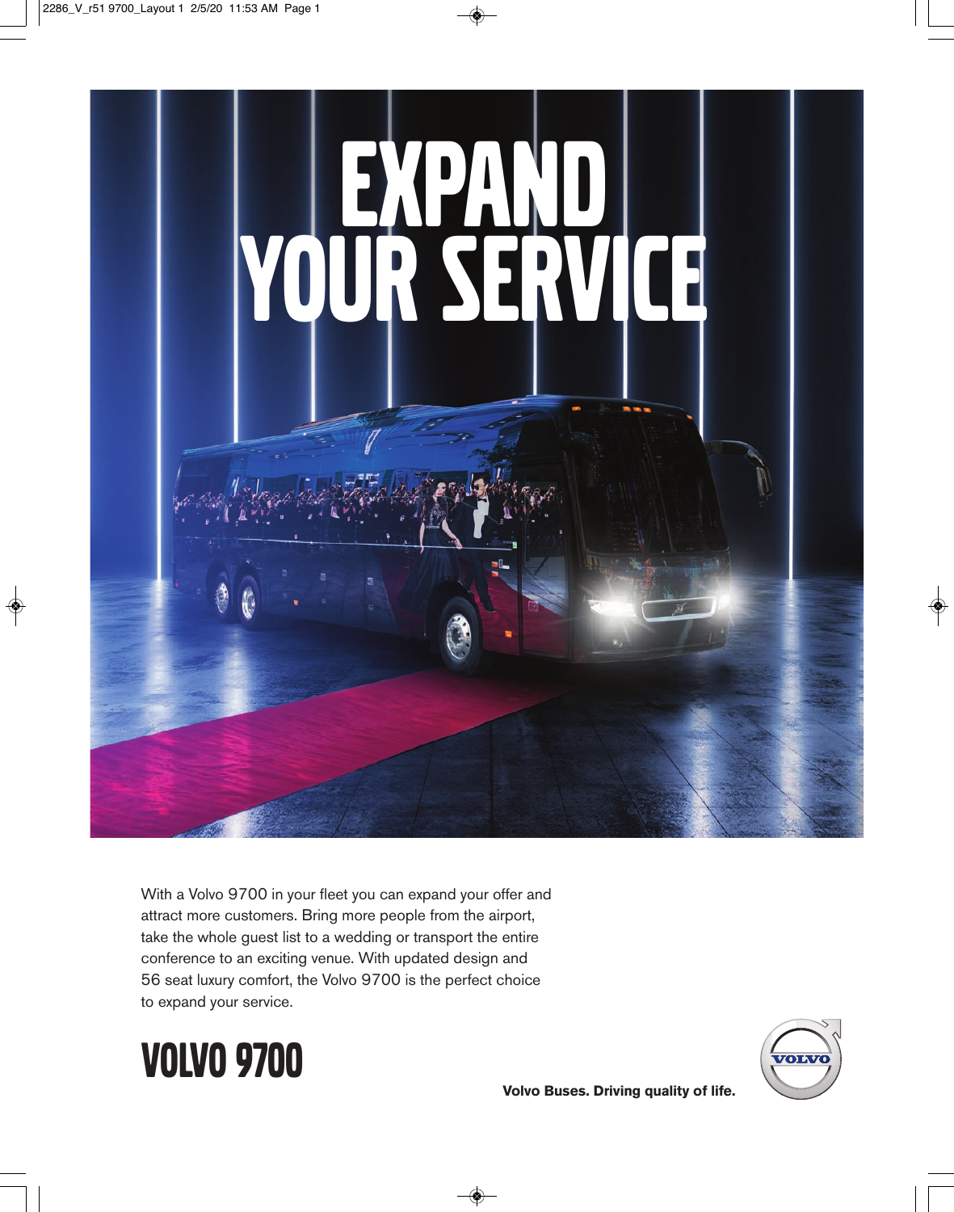# EXPAND YOUR SERVICE

With a Volvo 9700 in your fleet you can expand your offer and attract more customers. Bring more people from the airport, take the whole guest list to a wedding or transport the entire conference to an exciting venue. With updated design and 56 seat luxury comfort, the Volvo 9700 is the perfect choice to expand your service.

## VOLVO 9700

**Volvo Buses. Driving quality of life.**

VOLVO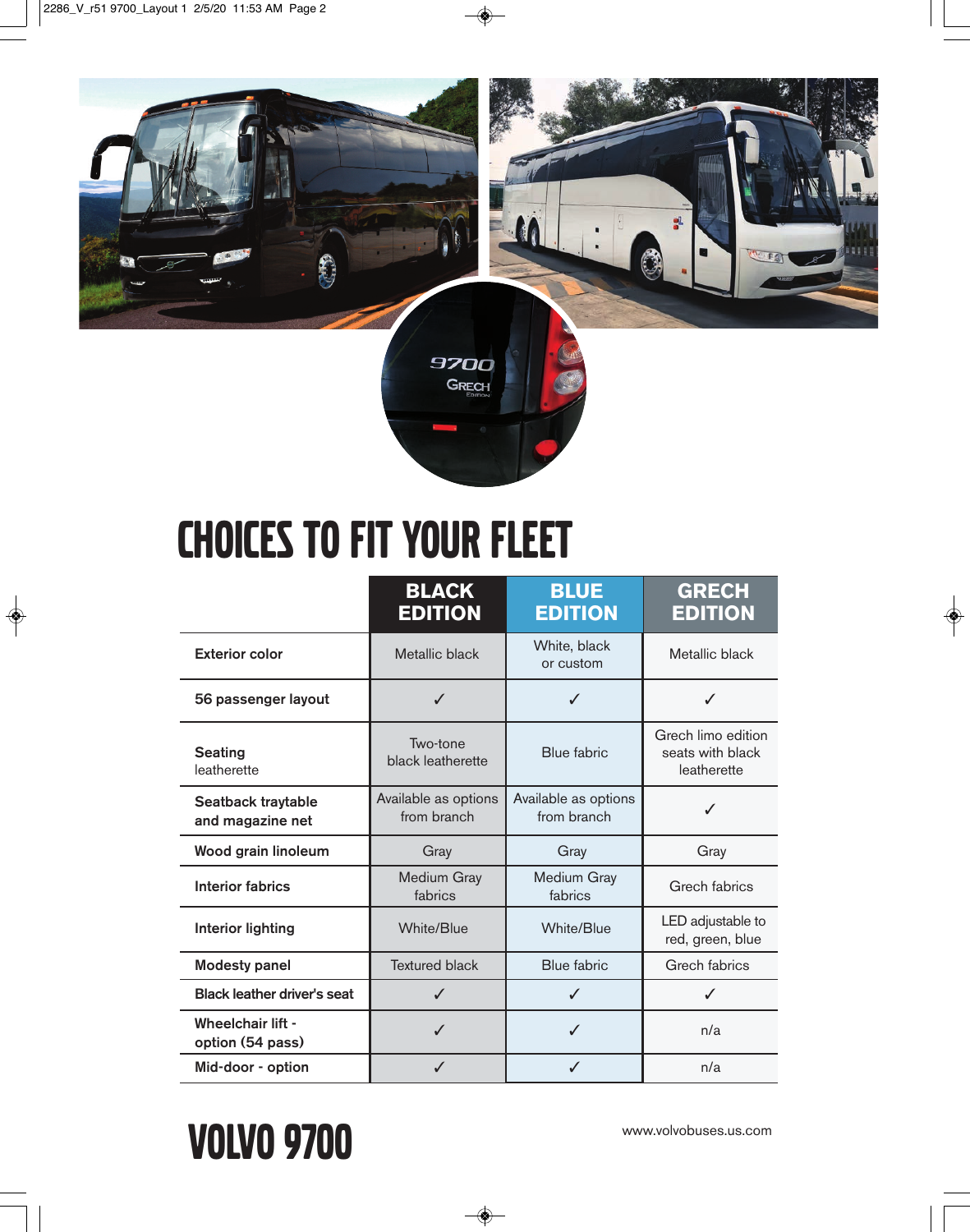# CHOICES TO FIT YOUR FLEET

| | BLACK EDITION | BLUE EDITION | GRECH EDITION |
|---|---|---|---|
| **Exterior color** | Metallic black | White, black or custom | Metallic black |
| **56 passenger layout** | ✓ | ✓ | ✓ |
| **Seating** leatherette | Two-tone black leatherette | Blue fabric | Grech limo edition seats with black leatherette |
| **Seatback traytable and magazine net** | Available as options from branch | Available as options from branch | ✓ |
| **Wood grain linoleum** | Gray | Gray | Gray |
| **Interior fabrics** | Medium Gray fabrics | Medium Gray fabrics | Grech fabrics |
| **Interior lighting** | White/Blue | White/Blue | LED adjustable to red, green, blue |
| **Modesty panel** | Textured black | Blue fabric | Grech fabrics |
| **Black leather driver's seat** | ✓ | ✓ | ✓ |
| **Wheelchair lift - option (54 pass)** | ✓ | ✓ | n/a |
| **Mid-door - option** | ✓ | ✓ | n/a |

# VOLVO 9700

www.volvobuses.us.com